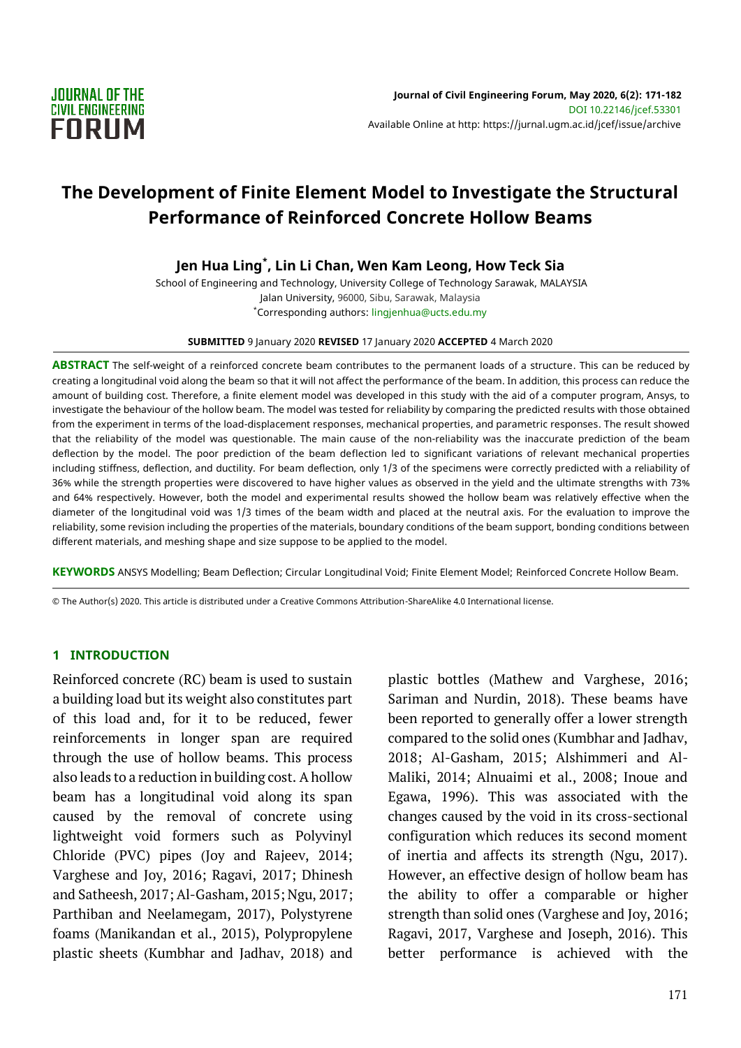# The Development of Finite Element Model to Investigate the Structural Performance of Reinforced Concrete Hollow Beams

**Jen Hua Ling*, Lin Li Chan, Wen Kam Leong, How Teck Sia**

School of Engineering and Technology, University College of Technology Sarawak, MALAYSIA
Jalan University, 96000, Sibu, Sarawak, Malaysia
*Corresponding authors: lingjenhua@ucts.edu.my

**SUBMITTED** 9 January 2020 **REVISED** 17 January 2020 **ACCEPTED** 4 March 2020

**ABSTRACT** The self-weight of a reinforced concrete beam contributes to the permanent loads of a structure. This can be reduced by creating a longitudinal void along the beam so that it will not affect the performance of the beam. In addition, this process can reduce the amount of building cost. Therefore, a finite element model was developed in this study with the aid of a computer program, Ansys, to investigate the behaviour of the hollow beam. The model was tested for reliability by comparing the predicted results with those obtained from the experiment in terms of the load-displacement responses, mechanical properties, and parametric responses. The result showed that the reliability of the model was questionable. The main cause of the non-reliability was the inaccurate prediction of the beam deflection by the model. The poor prediction of the beam deflection led to significant variations of relevant mechanical properties including stiffness, deflection, and ductility. For beam deflection, only 1/3 of the specimens were correctly predicted with a reliability of 36% while the strength properties were discovered to have higher values as observed in the yield and the ultimate strengths with 73% and 64% respectively. However, both the model and experimental results showed the hollow beam was relatively effective when the diameter of the longitudinal void was 1/3 times of the beam width and placed at the neutral axis. For the evaluation to improve the reliability, some revision including the properties of the materials, boundary conditions of the beam support, bonding conditions between different materials, and meshing shape and size suppose to be applied to the model.

**KEYWORDS** ANSYS Modelling; Beam Deflection; Circular Longitudinal Void; Finite Element Model; Reinforced Concrete Hollow Beam.

© The Author(s) 2020. This article is distributed under a Creative Commons Attribution-ShareAlike 4.0 International license.

## 1 INTRODUCTION

Reinforced concrete (RC) beam is used to sustain a building load but its weight also constitutes part of this load and, for it to be reduced, fewer reinforcements in longer span are required through the use of hollow beams. This process also leads to a reduction in building cost. A hollow beam has a longitudinal void along its span caused by the removal of concrete using lightweight void formers such as Polyvinyl Chloride (PVC) pipes (Joy and Rajeev, 2014; Varghese and Joy, 2016; Ragavi, 2017; Dhinesh and Satheesh, 2017; Al-Gasham, 2015; Ngu, 2017; Parthiban and Neelamegam, 2017), Polystyrene foams (Manikandan et al., 2015), Polypropylene plastic sheets (Kumbhar and Jadhav, 2018) and plastic bottles (Mathew and Varghese, 2016; Sariman and Nurdin, 2018). These beams have been reported to generally offer a lower strength compared to the solid ones (Kumbhar and Jadhav, 2018; Al-Gasham, 2015; Alshimmeri and Al-Maliki, 2014; Alnuaimi et al., 2008; Inoue and Egawa, 1996). This was associated with the changes caused by the void in its cross-sectional configuration which reduces its second moment of inertia and affects its strength (Ngu, 2017). However, an effective design of hollow beam has the ability to offer a comparable or higher strength than solid ones (Varghese and Joy, 2016; Ragavi, 2017, Varghese and Joseph, 2016). This better performance is achieved with the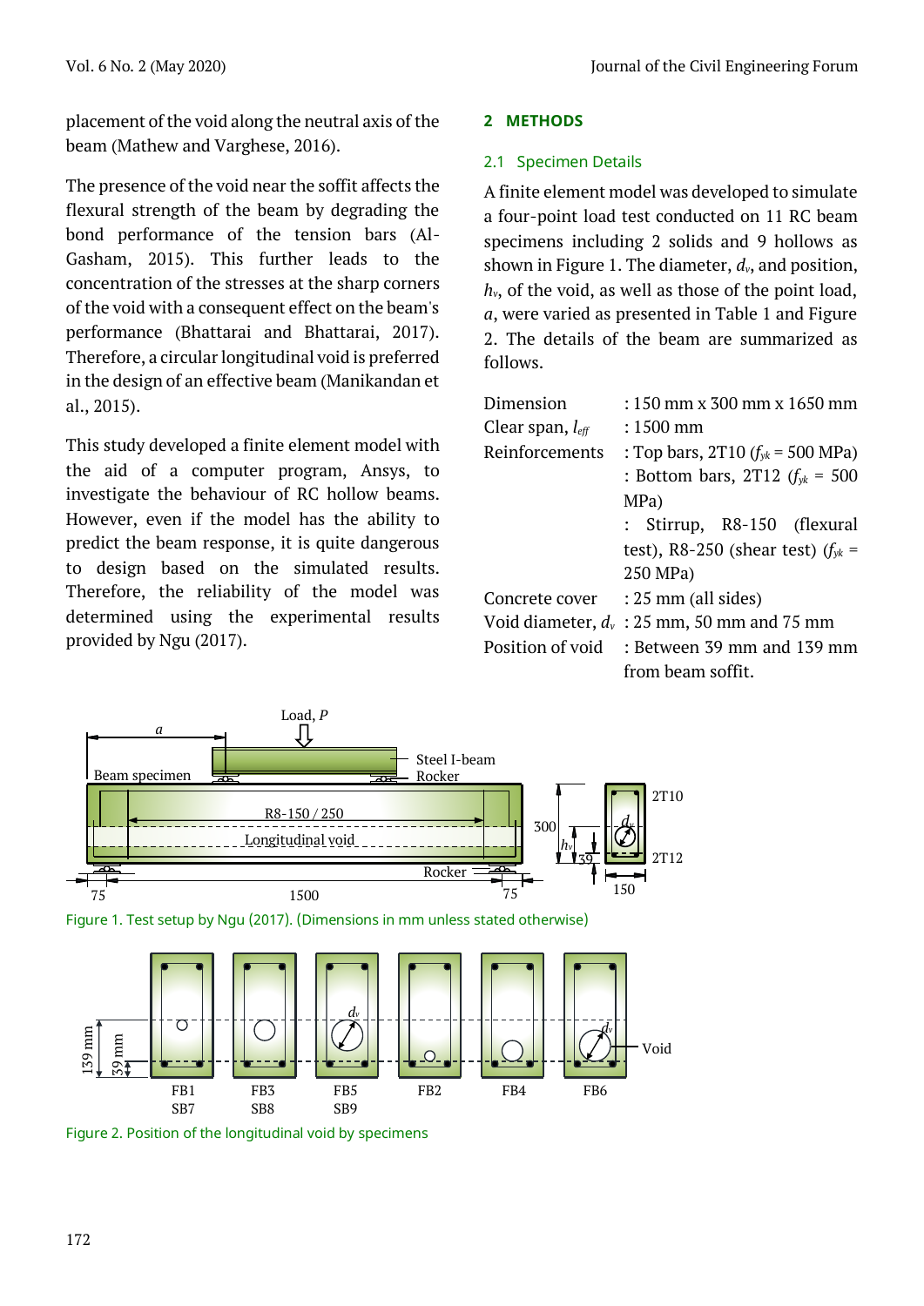placement of the void along the neutral axis of the beam (Mathew and Varghese, 2016).

The presence of the void near the soffit affects the flexural strength of the beam by degrading the bond performance of the tension bars (Al-Gasham, 2015). This further leads to the concentration of the stresses at the sharp corners of the void with a consequent effect on the beam's performance (Bhattarai and Bhattarai, 2017). Therefore, a circular longitudinal void is preferred in the design of an effective beam (Manikandan et al., 2015).

This study developed a finite element model with the aid of a computer program, Ansys, to investigate the behaviour of RC hollow beams. However, even if the model has the ability to predict the beam response, it is quite dangerous to design based on the simulated results. Therefore, the reliability of the model was determined using the experimental results provided by Ngu (2017).

## 2 METHODS

### 2.1 Specimen Details

A finite element model was developed to simulate a four-point load test conducted on 11 RC beam specimens including 2 solids and 9 hollows as shown in Figure 1. The diameter, $d_v$, and position, $h_v$, of the void, as well as those of the point load, $a$, were varied as presented in Table 1 and Figure 2. The details of the beam are summarized as follows.

| | |
|---|---|
| Dimension | : 150 mm x 300 mm x 1650 mm |
| Clear span, $l_{eff}$ | : 1500 mm |
| Reinforcements | : Top bars, 2T10 ($f_{yk}$ = 500 MPa) |
| | : Bottom bars, 2T12 ($f_{yk}$ = 500 MPa) |
| | : Stirrup, R8-150 (flexural test), R8-250 (shear test) ($f_{yk}$ = 250 MPa) |
| Concrete cover | : 25 mm (all sides) |
| Void diameter, $d_v$ | : 25 mm, 50 mm and 75 mm |
| Position of void | : Between 39 mm and 139 mm from beam soffit. |

Figure 1. Test setup by Ngu (2017). (Dimensions in mm unless stated otherwise)

Figure 2. Position of the longitudinal void by specimens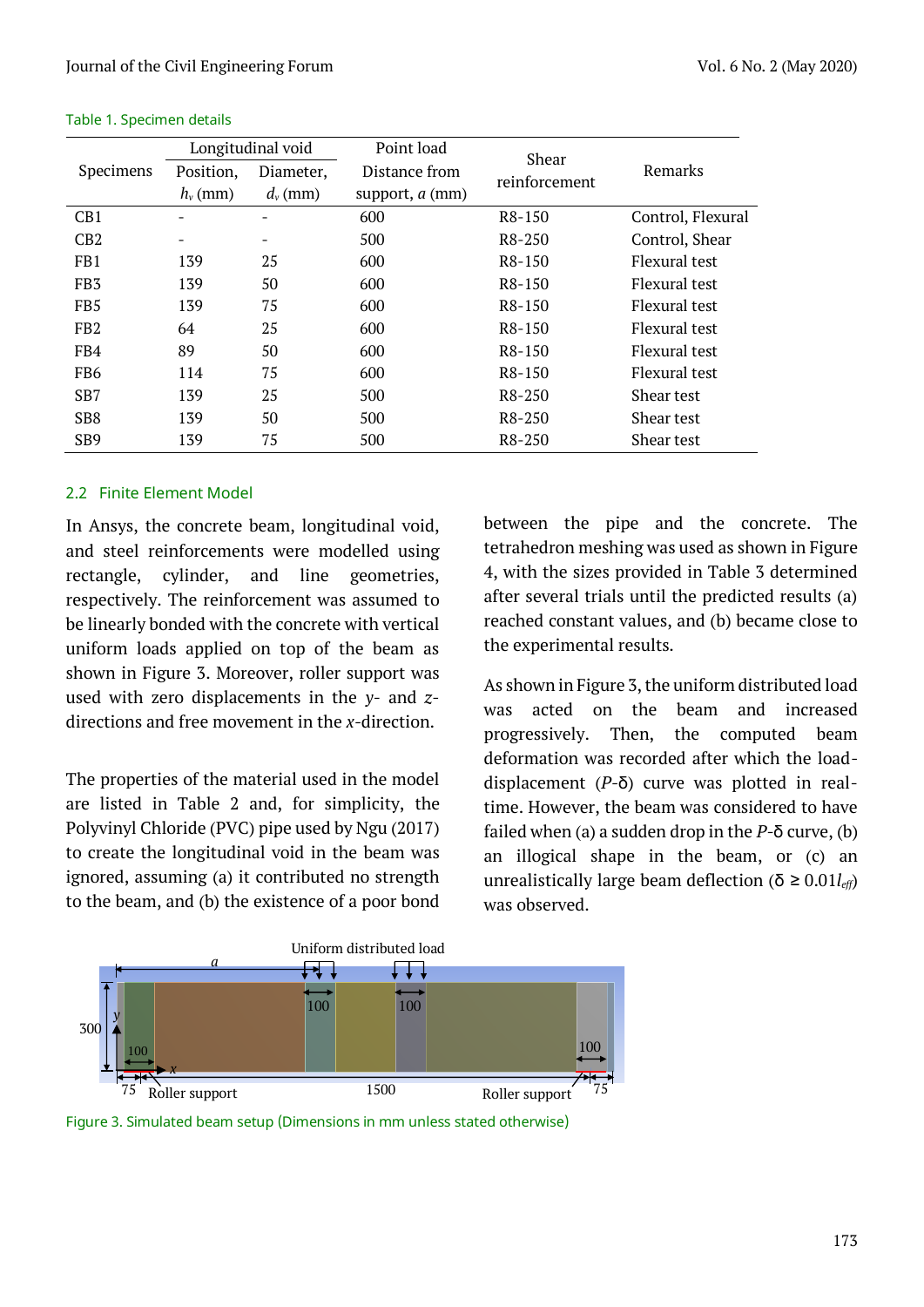Table 1. Specimen details

| Specimens | Longitudinal void | | Point load | Shear reinforcement | Remarks |
|---|---|---|---|---|---|
| | Position, $h_v$ (mm) | Diameter, $d_v$ (mm) | Distance from support, $a$ (mm) | | |
| CB1 | - | - | 600 | R8-150 | Control, Flexural |
| CB2 | - | - | 500 | R8-250 | Control, Shear |
| FB1 | 139 | 25 | 600 | R8-150 | Flexural test |
| FB3 | 139 | 50 | 600 | R8-150 | Flexural test |
| FB5 | 139 | 75 | 600 | R8-150 | Flexural test |
| FB2 | 64 | 25 | 600 | R8-150 | Flexural test |
| FB4 | 89 | 50 | 600 | R8-150 | Flexural test |
| FB6 | 114 | 75 | 600 | R8-150 | Flexural test |
| SB7 | 139 | 25 | 500 | R8-250 | Shear test |
| SB8 | 139 | 50 | 500 | R8-250 | Shear test |
| SB9 | 139 | 75 | 500 | R8-250 | Shear test |

## 2.2 Finite Element Model

In Ansys, the concrete beam, longitudinal void, and steel reinforcements were modelled using rectangle, cylinder, and line geometries, respectively. The reinforcement was assumed to be linearly bonded with the concrete with vertical uniform loads applied on top of the beam as shown in Figure 3. Moreover, roller support was used with zero displacements in the *y*- and *z*-directions and free movement in the *x*-direction.

The properties of the material used in the model are listed in Table 2 and, for simplicity, the Polyvinyl Chloride (PVC) pipe used by Ngu (2017) to create the longitudinal void in the beam was ignored, assuming (a) it contributed no strength to the beam, and (b) the existence of a poor bond between the pipe and the concrete. The tetrahedron meshing was used as shown in Figure 4, with the sizes provided in Table 3 determined after several trials until the predicted results (a) reached constant values, and (b) became close to the experimental results.

As shown in Figure 3, the uniform distributed load was acted on the beam and increased progressively. Then, the computed beam deformation was recorded after which the load-displacement ($P$-δ) curve was plotted in real-time. However, the beam was considered to have failed when (a) a sudden drop in the $P$-δ curve, (b) an illogical shape in the beam, or (c) an unrealistically large beam deflection ($\delta \geq 0.01 l_{eff}$) was observed.

Figure 3. Simulated beam setup (Dimensions in mm unless stated otherwise)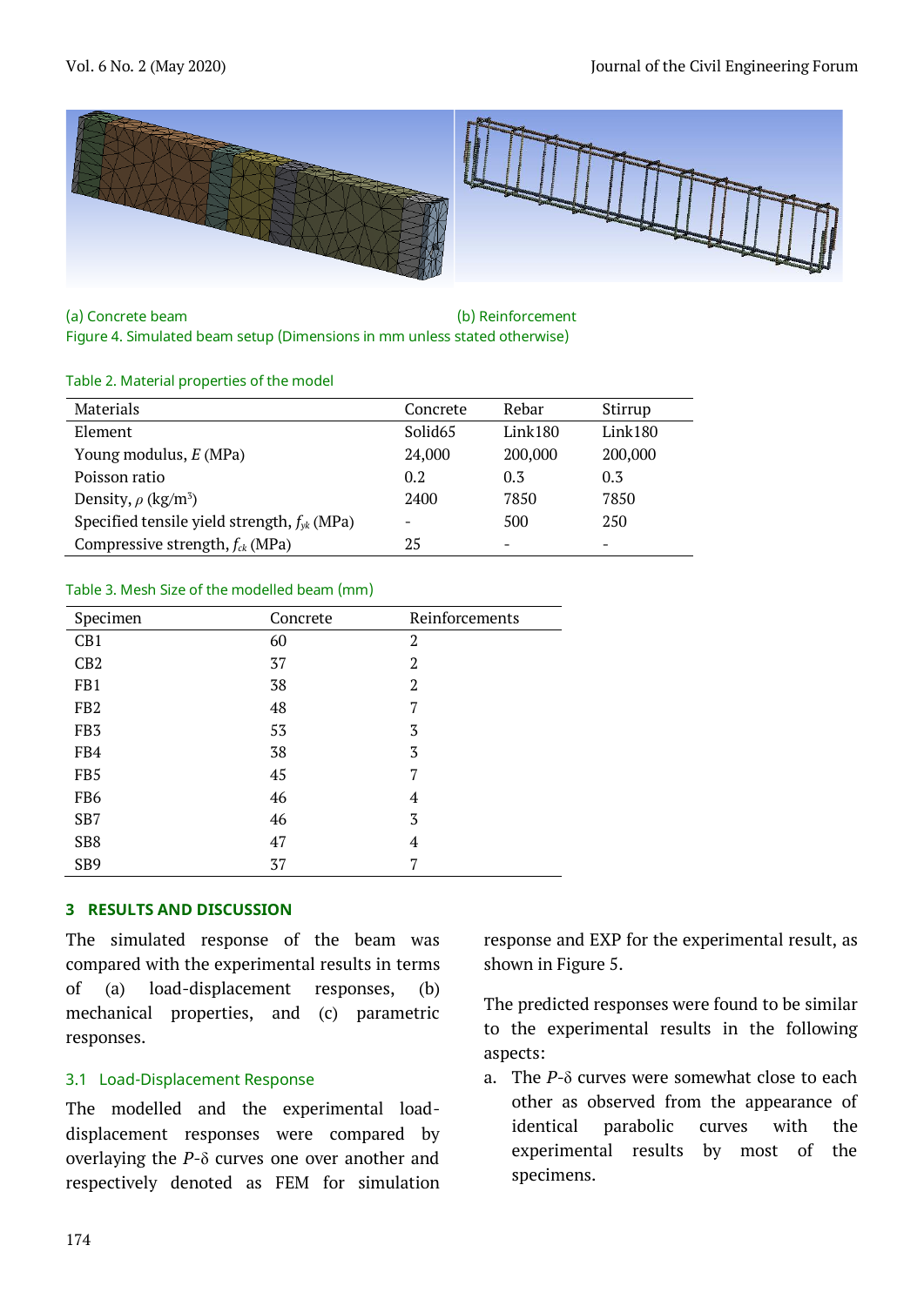(a) Concrete beam (b) Reinforcement

Figure 4. Simulated beam setup (Dimensions in mm unless stated otherwise)

Table 2. Material properties of the model

| Materials | Concrete | Rebar | Stirrup |
| --- | --- | --- | --- |
| Element | Solid65 | Link180 | Link180 |
| Young modulus, $E$ (MPa) | 24,000 | 200,000 | 200,000 |
| Poisson ratio | 0.2 | 0.3 | 0.3 |
| Density, $\rho$ (kg/m$^3$) | 2400 | 7850 | 7850 |
| Specified tensile yield strength, $f_{yk}$ (MPa) | - | 500 | 250 |
| Compressive strength, $f_{ck}$ (MPa) | 25 | - | - |

Table 3. Mesh Size of the modelled beam (mm)

| Specimen | Concrete | Reinforcements |
| --- | --- | --- |
| CB1 | 60 | 2 |
| CB2 | 37 | 2 |
| FB1 | 38 | 2 |
| FB2 | 48 | 7 |
| FB3 | 53 | 3 |
| FB4 | 38 | 3 |
| FB5 | 45 | 7 |
| FB6 | 46 | 4 |
| SB7 | 46 | 3 |
| SB8 | 47 | 4 |
| SB9 | 37 | 7 |

## 3 RESULTS AND DISCUSSION

The simulated response of the beam was compared with the experimental results in terms of (a) load-displacement responses, (b) mechanical properties, and (c) parametric responses.

### 3.1 Load-Displacement Response

The modelled and the experimental load-displacement responses were compared by overlaying the *P*-δ curves one over another and respectively denoted as FEM for simulation response and EXP for the experimental result, as shown in Figure 5.

The predicted responses were found to be similar to the experimental results in the following aspects:

a. The *P*-δ curves were somewhat close to each other as observed from the appearance of identical parabolic curves with the experimental results by most of the specimens.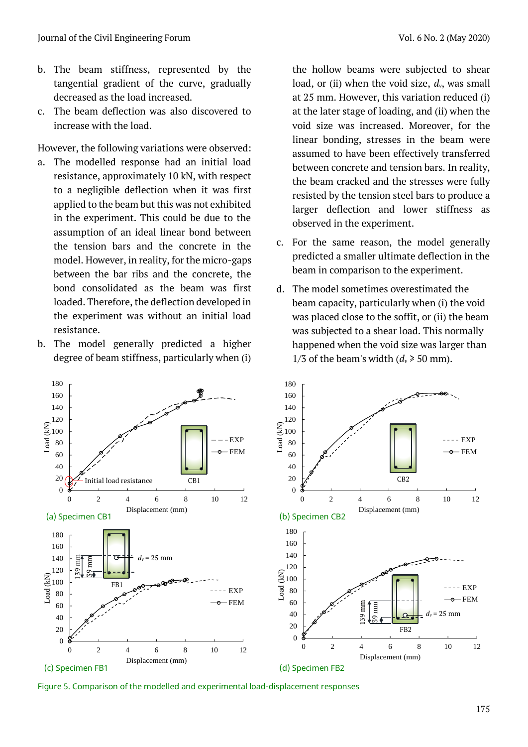b. The beam stiffness, represented by the tangential gradient of the curve, gradually decreased as the load increased.
c. The beam deflection was also discovered to increase with the load.

However, the following variations were observed:

a. The modelled response had an initial load resistance, approximately 10 kN, with respect to a negligible deflection when it was first applied to the beam but this was not exhibited in the experiment. This could be due to the assumption of an ideal linear bond between the tension bars and the concrete in the model. However, in reality, for the micro-gaps between the bar ribs and the concrete, the bond consolidated as the beam was first loaded. Therefore, the deflection developed in the experiment was without an initial load resistance.
b. The model generally predicted a higher degree of beam stiffness, particularly when (i) the hollow beams were subjected to shear load, or (ii) when the void size, $d_v$, was small at 25 mm. However, this variation reduced (i) at the later stage of loading, and (ii) when the void size was increased. Moreover, for the linear bonding, stresses in the beam were assumed to have been effectively transferred between concrete and tension bars. In reality, the beam cracked and the stresses were fully resisted by the tension steel bars to produce a larger deflection and lower stiffness as observed in the experiment.
c. For the same reason, the model generally predicted a smaller ultimate deflection in the beam in comparison to the experiment.
d. The model sometimes overestimated the beam capacity, particularly when (i) the void was placed close to the soffit, or (ii) the beam was subjected to a shear load. This normally happened when the void size was larger than 1/3 of the beam's width ($d_v \geqslant 50$ mm).

(a) Specimen CB1

(b) Specimen CB2

(c) Specimen FB1

(d) Specimen FB2

Figure 5. Comparison of the modelled and experimental load-displacement responses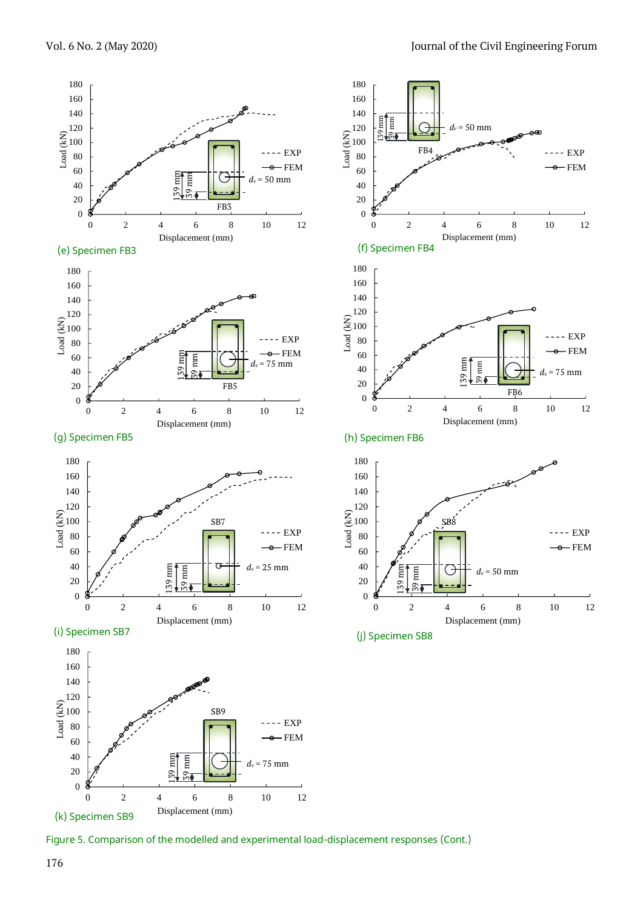(e) Specimen FB3

(f) Specimen FB4

(g) Specimen FB5

(h) Specimen FB6

(i) Specimen SB7

(j) Specimen SB8

(k) Specimen SB9

Figure 5. Comparison of the modelled and experimental load-displacement responses (Cont.)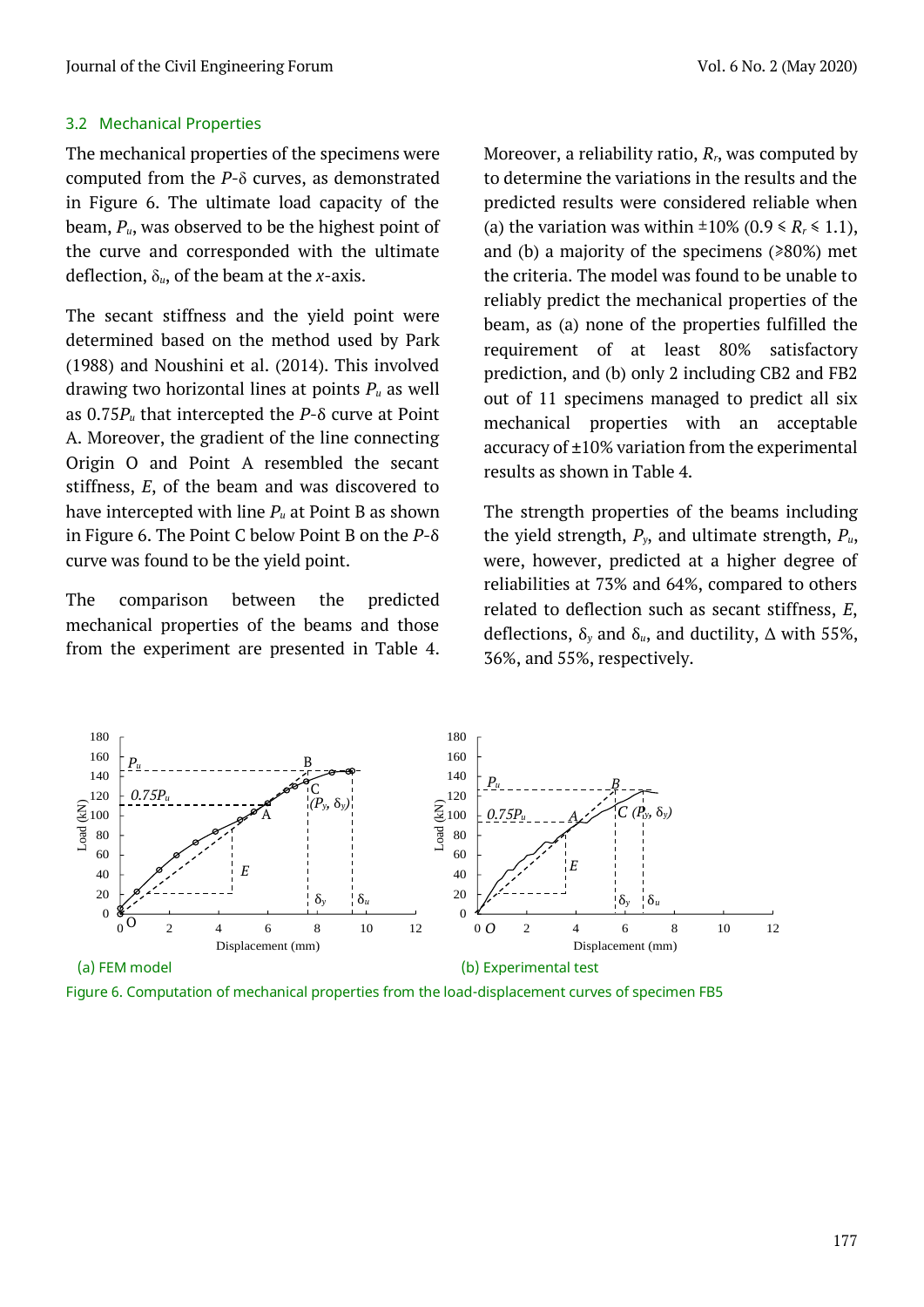### 3.2 Mechanical Properties

The mechanical properties of the specimens were computed from the $P$-$\delta$ curves, as demonstrated in Figure 6. The ultimate load capacity of the beam, $P_u$, was observed to be the highest point of the curve and corresponded with the ultimate deflection, $\delta_u$, of the beam at the *x*-axis.

The secant stiffness and the yield point were determined based on the method used by Park (1988) and Noushini et al. (2014). This involved drawing two horizontal lines at points $P_u$ as well as $0.75P_u$ that intercepted the $P$-$\delta$ curve at Point A. Moreover, the gradient of the line connecting Origin O and Point A resembled the secant stiffness, $E$, of the beam and was discovered to have intercepted with line $P_u$ at Point B as shown in Figure 6. The Point C below Point B on the $P$-$\delta$ curve was found to be the yield point.

The comparison between the predicted mechanical properties of the beams and those from the experiment are presented in Table 4. Moreover, a reliability ratio, $R_r$, was computed by to determine the variations in the results and the predicted results were considered reliable when (a) the variation was within ±10% ($0.9 \leq R_r \leq 1.1$), and (b) a majority of the specimens (≥80%) met the criteria. The model was found to be unable to reliably predict the mechanical properties of the beam, as (a) none of the properties fulfilled the requirement of at least 80% satisfactory prediction, and (b) only 2 including CB2 and FB2 out of 11 specimens managed to predict all six mechanical properties with an acceptable accuracy of ±10% variation from the experimental results as shown in Table 4.

The strength properties of the beams including the yield strength, $P_y$, and ultimate strength, $P_u$, were, however, predicted at a higher degree of reliabilities at 73% and 64%, compared to others related to deflection such as secant stiffness, $E$, deflections, $\delta_y$ and $\delta_u$, and ductility, $\Delta$ with 55%, 36%, and 55%, respectively.

(a) FEM model

(b) Experimental test

Figure 6. Computation of mechanical properties from the load-displacement curves of specimen FB5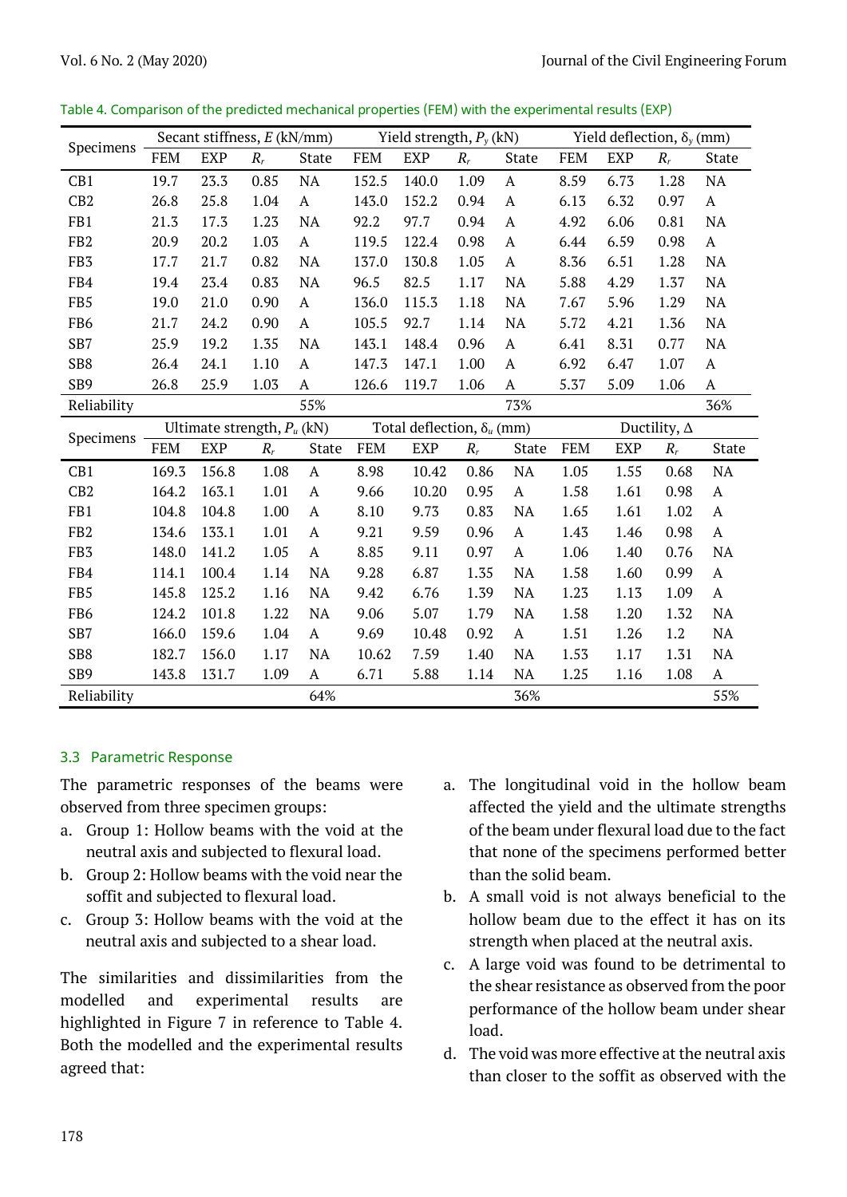Table 4. Comparison of the predicted mechanical properties (FEM) with the experimental results (EXP)

| Specimens | Secant stiffness, $E$ (kN/mm) | | | | Yield strength, $P_y$ (kN) | | | | Yield deflection, $\delta_y$ (mm) | | | |
|---|---|---|---|---|---|---|---|---|---|---|---|---|
| | FEM | EXP | $R_r$ | State | FEM | EXP | $R_r$ | State | FEM | EXP | $R_r$ | State |
| CB1 | 19.7 | 23.3 | 0.85 | NA | 152.5 | 140.0 | 1.09 | A | 8.59 | 6.73 | 1.28 | NA |
| CB2 | 26.8 | 25.8 | 1.04 | A | 143.0 | 152.2 | 0.94 | A | 6.13 | 6.32 | 0.97 | A |
| FB1 | 21.3 | 17.3 | 1.23 | NA | 92.2 | 97.7 | 0.94 | A | 4.92 | 6.06 | 0.81 | NA |
| FB2 | 20.9 | 20.2 | 1.03 | A | 119.5 | 122.4 | 0.98 | A | 6.44 | 6.59 | 0.98 | A |
| FB3 | 17.7 | 21.7 | 0.82 | NA | 137.0 | 130.8 | 1.05 | A | 8.36 | 6.51 | 1.28 | NA |
| FB4 | 19.4 | 23.4 | 0.83 | NA | 96.5 | 82.5 | 1.17 | NA | 5.88 | 4.29 | 1.37 | NA |
| FB5 | 19.0 | 21.0 | 0.90 | A | 136.0 | 115.3 | 1.18 | NA | 7.67 | 5.96 | 1.29 | NA |
| FB6 | 21.7 | 24.2 | 0.90 | A | 105.5 | 92.7 | 1.14 | NA | 5.72 | 4.21 | 1.36 | NA |
| SB7 | 25.9 | 19.2 | 1.35 | NA | 143.1 | 148.4 | 0.96 | A | 6.41 | 8.31 | 0.77 | NA |
| SB8 | 26.4 | 24.1 | 1.10 | A | 147.3 | 147.1 | 1.00 | A | 6.92 | 6.47 | 1.07 | A |
| SB9 | 26.8 | 25.9 | 1.03 | A | 126.6 | 119.7 | 1.06 | A | 5.37 | 5.09 | 1.06 | A |
| Reliability | | | | 55% | | | | 73% | | | | 36% |
| **Specimens** | **Ultimate strength, $P_u$ (kN)** | | | | **Total deflection, $\delta_u$ (mm)** | | | | **Ductility, $\Delta$** | | | |
| | FEM | EXP | $R_r$ | State | FEM | EXP | $R_r$ | State | FEM | EXP | $R_r$ | State |
| CB1 | 169.3 | 156.8 | 1.08 | A | 8.98 | 10.42 | 0.86 | NA | 1.05 | 1.55 | 0.68 | NA |
| CB2 | 164.2 | 163.1 | 1.01 | A | 9.66 | 10.20 | 0.95 | A | 1.58 | 1.61 | 0.98 | A |
| FB1 | 104.8 | 104.8 | 1.00 | A | 8.10 | 9.73 | 0.83 | NA | 1.65 | 1.61 | 1.02 | A |
| FB2 | 134.6 | 133.1 | 1.01 | A | 9.21 | 9.59 | 0.96 | A | 1.43 | 1.46 | 0.98 | A |
| FB3 | 148.0 | 141.2 | 1.05 | A | 8.85 | 9.11 | 0.97 | A | 1.06 | 1.40 | 0.76 | NA |
| FB4 | 114.1 | 100.4 | 1.14 | NA | 9.28 | 6.87 | 1.35 | NA | 1.58 | 1.60 | 0.99 | A |
| FB5 | 145.8 | 125.2 | 1.16 | NA | 9.42 | 6.76 | 1.39 | NA | 1.23 | 1.13 | 1.09 | A |
| FB6 | 124.2 | 101.8 | 1.22 | NA | 9.06 | 5.07 | 1.79 | NA | 1.58 | 1.20 | 1.32 | NA |
| SB7 | 166.0 | 159.6 | 1.04 | A | 9.69 | 10.48 | 0.92 | A | 1.51 | 1.26 | 1.2 | NA |
| SB8 | 182.7 | 156.0 | 1.17 | NA | 10.62 | 7.59 | 1.40 | NA | 1.53 | 1.17 | 1.31 | NA |
| SB9 | 143.8 | 131.7 | 1.09 | A | 6.71 | 5.88 | 1.14 | NA | 1.25 | 1.16 | 1.08 | A |
| Reliability | | | | 64% | | | | 36% | | | | 55% |

### 3.3 Parametric Response

The parametric responses of the beams were observed from three specimen groups:

a. Group 1: Hollow beams with the void at the neutral axis and subjected to flexural load.
b. Group 2: Hollow beams with the void near the soffit and subjected to flexural load.
c. Group 3: Hollow beams with the void at the neutral axis and subjected to a shear load.

The similarities and dissimilarities from the modelled and experimental results are highlighted in Figure 7 in reference to Table 4. Both the modelled and the experimental results agreed that:

a. The longitudinal void in the hollow beam affected the yield and the ultimate strengths of the beam under flexural load due to the fact that none of the specimens performed better than the solid beam.
b. A small void is not always beneficial to the hollow beam due to the effect it has on its strength when placed at the neutral axis.
c. A large void was found to be detrimental to the shear resistance as observed from the poor performance of the hollow beam under shear load.
d. The void was more effective at the neutral axis than closer to the soffit as observed with the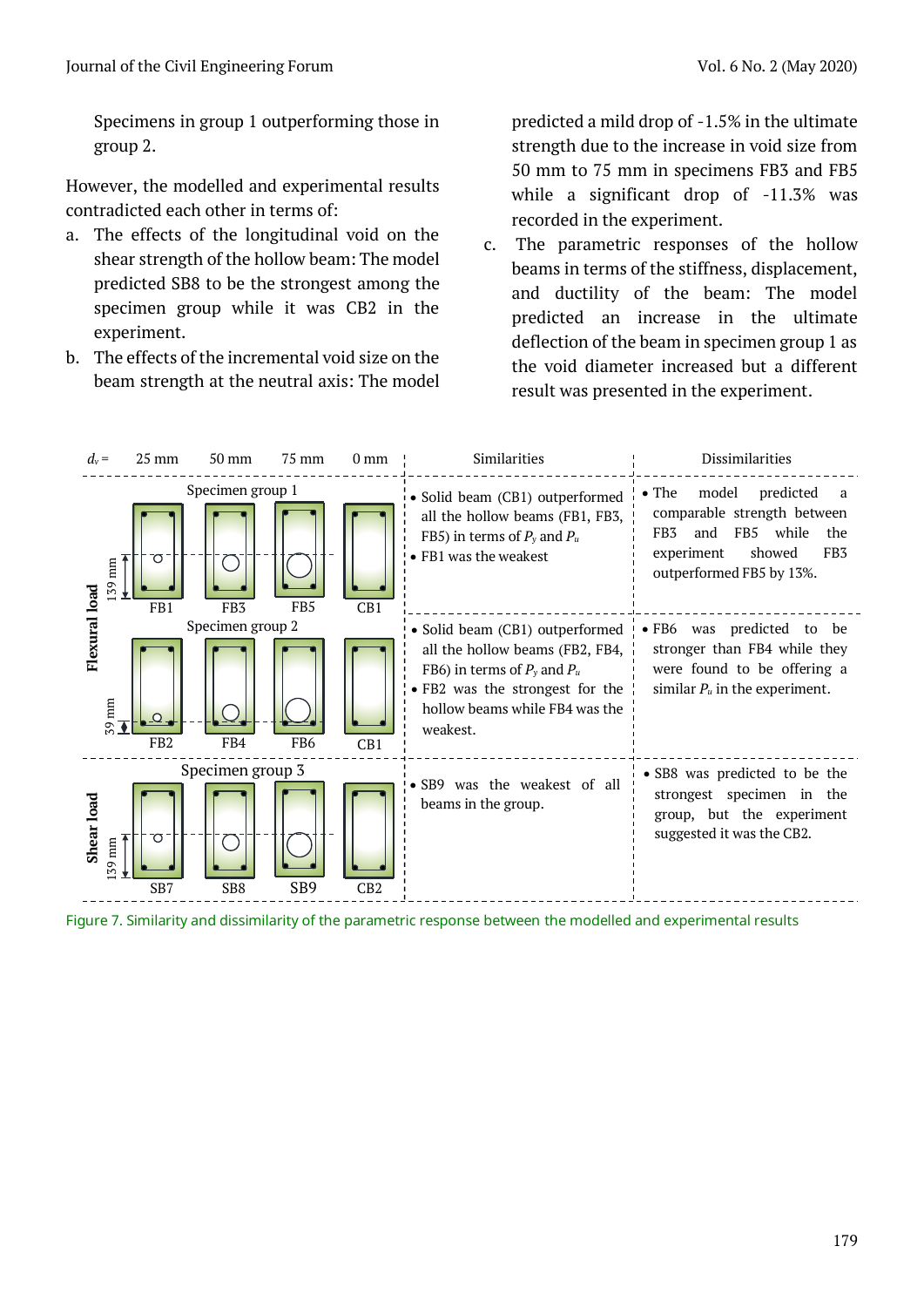Specimens in group 1 outperforming those in group 2.

However, the modelled and experimental results contradicted each other in terms of:

a. The effects of the longitudinal void on the shear strength of the hollow beam: The model predicted SB8 to be the strongest among the specimen group while it was CB2 in the experiment.
b. The effects of the incremental void size on the beam strength at the neutral axis: The model predicted a mild drop of -1.5% in the ultimate strength due to the increase in void size from 50 mm to 75 mm in specimens FB3 and FB5 while a significant drop of -11.3% was recorded in the experiment.
c. The parametric responses of the hollow beams in terms of the stiffness, displacement, and ductility of the beam: The model predicted an increase in the ultimate deflection of the beam in specimen group 1 as the void diameter increased but a different result was presented in the experiment.

| | $d_v$ = 25 mm | 50 mm | 75 mm | 0 mm | Similarities | Dissimilarities |
|---|---|---|---|---|---|---|
| Flexural load – Specimen group 1 (139 mm) | FB1 | FB3 | FB5 | CB1 | • Solid beam (CB1) outperformed all the hollow beams (FB1, FB3, FB5) in terms of $P_y$ and $P_u$<br>• FB1 was the weakest | • The model predicted a comparable strength between FB3 and FB5 while the experiment showed FB3 outperformed FB5 by 13%. |
| Flexural load – Specimen group 2 (39 mm) | FB2 | FB4 | FB6 | CB1 | • Solid beam (CB1) outperformed all the hollow beams (FB2, FB4, FB6) in terms of $P_y$ and $P_u$<br>• FB2 was the strongest for the hollow beams while FB4 was the weakest. | • FB6 was predicted to be stronger than FB4 while they were found to be offering a similar $P_u$ in the experiment. |
| Shear load – Specimen group 3 (139 mm) | SB7 | SB8 | SB9 | CB2 | • SB9 was the weakest of all beams in the group. | • SB8 was predicted to be the strongest specimen in the group, but the experiment suggested it was the CB2. |

Figure 7. Similarity and dissimilarity of the parametric response between the modelled and experimental results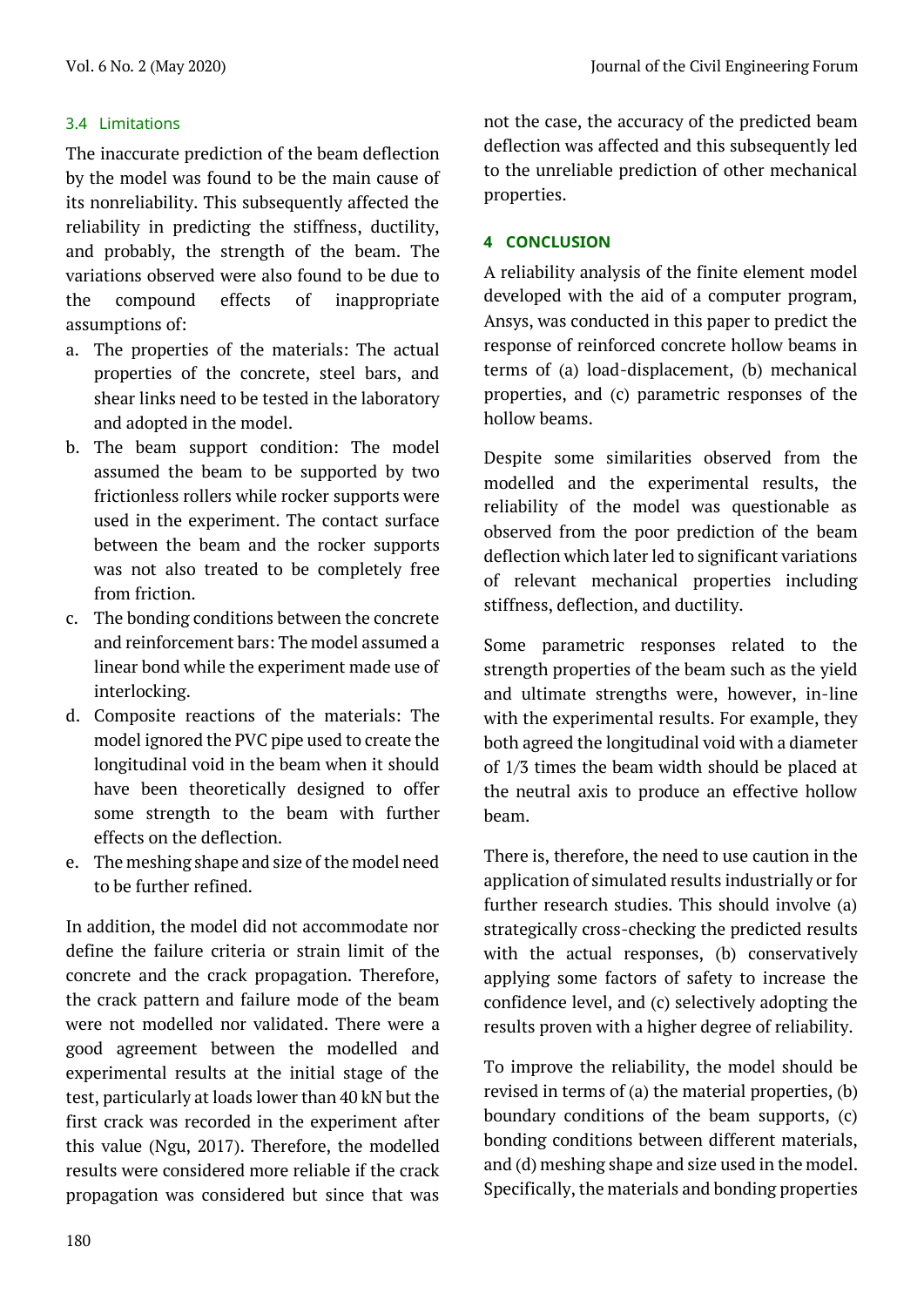### 3.4 Limitations

The inaccurate prediction of the beam deflection by the model was found to be the main cause of its nonreliability. This subsequently affected the reliability in predicting the stiffness, ductility, and probably, the strength of the beam. The variations observed were also found to be due to the compound effects of inappropriate assumptions of:

a. The properties of the materials: The actual properties of the concrete, steel bars, and shear links need to be tested in the laboratory and adopted in the model.
b. The beam support condition: The model assumed the beam to be supported by two frictionless rollers while rocker supports were used in the experiment. The contact surface between the beam and the rocker supports was not also treated to be completely free from friction.
c. The bonding conditions between the concrete and reinforcement bars: The model assumed a linear bond while the experiment made use of interlocking.
d. Composite reactions of the materials: The model ignored the PVC pipe used to create the longitudinal void in the beam when it should have been theoretically designed to offer some strength to the beam with further effects on the deflection.
e. The meshing shape and size of the model need to be further refined.

In addition, the model did not accommodate nor define the failure criteria or strain limit of the concrete and the crack propagation. Therefore, the crack pattern and failure mode of the beam were not modelled nor validated. There were a good agreement between the modelled and experimental results at the initial stage of the test, particularly at loads lower than 40 kN but the first crack was recorded in the experiment after this value (Ngu, 2017). Therefore, the modelled results were considered more reliable if the crack propagation was considered but since that was not the case, the accuracy of the predicted beam deflection was affected and this subsequently led to the unreliable prediction of other mechanical properties.

## 4 CONCLUSION

A reliability analysis of the finite element model developed with the aid of a computer program, Ansys, was conducted in this paper to predict the response of reinforced concrete hollow beams in terms of (a) load-displacement, (b) mechanical properties, and (c) parametric responses of the hollow beams.

Despite some similarities observed from the modelled and the experimental results, the reliability of the model was questionable as observed from the poor prediction of the beam deflection which later led to significant variations of relevant mechanical properties including stiffness, deflection, and ductility.

Some parametric responses related to the strength properties of the beam such as the yield and ultimate strengths were, however, in-line with the experimental results. For example, they both agreed the longitudinal void with a diameter of 1/3 times the beam width should be placed at the neutral axis to produce an effective hollow beam.

There is, therefore, the need to use caution in the application of simulated results industrially or for further research studies. This should involve (a) strategically cross-checking the predicted results with the actual responses, (b) conservatively applying some factors of safety to increase the confidence level, and (c) selectively adopting the results proven with a higher degree of reliability.

To improve the reliability, the model should be revised in terms of (a) the material properties, (b) boundary conditions of the beam supports, (c) bonding conditions between different materials, and (d) meshing shape and size used in the model. Specifically, the materials and bonding properties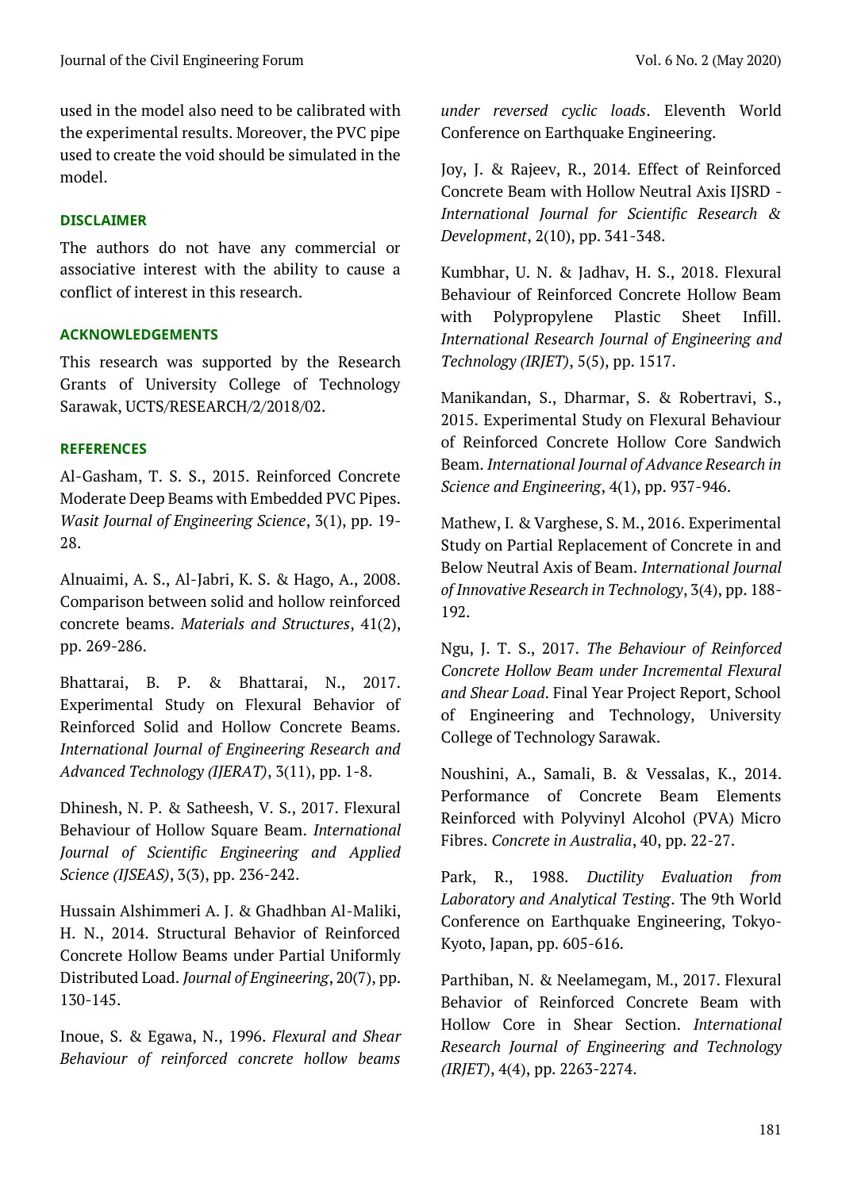used in the model also need to be calibrated with the experimental results. Moreover, the PVC pipe used to create the void should be simulated in the model.

## DISCLAIMER

The authors do not have any commercial or associative interest with the ability to cause a conflict of interest in this research.

## ACKNOWLEDGEMENTS

This research was supported by the Research Grants of University College of Technology Sarawak, UCTS/RESEARCH/2/2018/02.

## REFERENCES

Al-Gasham, T. S. S., 2015. Reinforced Concrete Moderate Deep Beams with Embedded PVC Pipes. *Wasit Journal of Engineering Science*, 3(1), pp. 19-28.

Alnuaimi, A. S., Al-Jabri, K. S. & Hago, A., 2008. Comparison between solid and hollow reinforced concrete beams. *Materials and Structures*, 41(2), pp. 269-286.

Bhattarai, B. P. & Bhattarai, N., 2017. Experimental Study on Flexural Behavior of Reinforced Solid and Hollow Concrete Beams. *International Journal of Engineering Research and Advanced Technology (IJERAT)*, 3(11), pp. 1-8.

Dhinesh, N. P. & Satheesh, V. S., 2017. Flexural Behaviour of Hollow Square Beam. *International Journal of Scientific Engineering and Applied Science (IJSEAS)*, 3(3), pp. 236-242.

Hussain Alshimmeri A. J. & Ghadhban Al-Maliki, H. N., 2014. Structural Behavior of Reinforced Concrete Hollow Beams under Partial Uniformly Distributed Load. *Journal of Engineering*, 20(7), pp. 130-145.

Inoue, S. & Egawa, N., 1996. *Flexural and Shear Behaviour of reinforced concrete hollow beams under reversed cyclic loads*. Eleventh World Conference on Earthquake Engineering.

Joy, J. & Rajeev, R., 2014. Effect of Reinforced Concrete Beam with Hollow Neutral Axis IJSRD - *International Journal for Scientific Research & Development*, 2(10), pp. 341-348.

Kumbhar, U. N. & Jadhav, H. S., 2018. Flexural Behaviour of Reinforced Concrete Hollow Beam with Polypropylene Plastic Sheet Infill. *International Research Journal of Engineering and Technology (IRJET)*, 5(5), pp. 1517.

Manikandan, S., Dharmar, S. & Robertravi, S., 2015. Experimental Study on Flexural Behaviour of Reinforced Concrete Hollow Core Sandwich Beam. *International Journal of Advance Research in Science and Engineering*, 4(1), pp. 937-946.

Mathew, I. & Varghese, S. M., 2016. Experimental Study on Partial Replacement of Concrete in and Below Neutral Axis of Beam. *International Journal of Innovative Research in Technology*, 3(4), pp. 188-192.

Ngu, J. T. S., 2017. *The Behaviour of Reinforced Concrete Hollow Beam under Incremental Flexural and Shear Load*. Final Year Project Report, School of Engineering and Technology, University College of Technology Sarawak.

Noushini, A., Samali, B. & Vessalas, K., 2014. Performance of Concrete Beam Elements Reinforced with Polyvinyl Alcohol (PVA) Micro Fibres. *Concrete in Australia*, 40, pp. 22-27.

Park, R., 1988. *Ductility Evaluation from Laboratory and Analytical Testing*. The 9th World Conference on Earthquake Engineering, Tokyo-Kyoto, Japan, pp. 605-616.

Parthiban, N. & Neelamegam, M., 2017. Flexural Behavior of Reinforced Concrete Beam with Hollow Core in Shear Section. *International Research Journal of Engineering and Technology (IRJET)*, 4(4), pp. 2263-2274.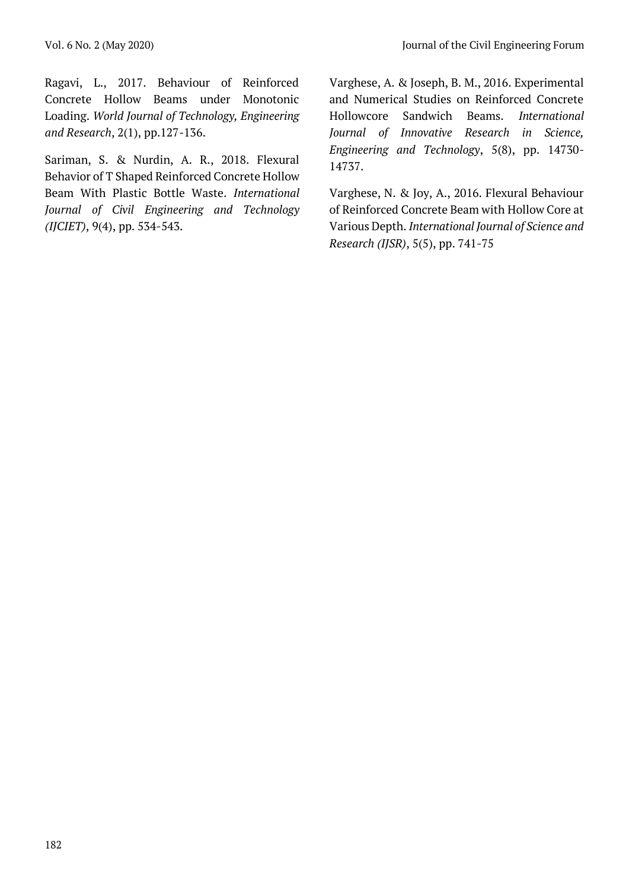Ragavi, L., 2017. Behaviour of Reinforced Concrete Hollow Beams under Monotonic Loading. *World Journal of Technology, Engineering and Research*, 2(1), pp.127-136.

Sariman, S. & Nurdin, A. R., 2018. Flexural Behavior of T Shaped Reinforced Concrete Hollow Beam With Plastic Bottle Waste. *International Journal of Civil Engineering and Technology (IJCIET)*, 9(4), pp. 534-543.

Varghese, A. & Joseph, B. M., 2016. Experimental and Numerical Studies on Reinforced Concrete Hollowcore Sandwich Beams. *International Journal of Innovative Research in Science, Engineering and Technology*, 5(8), pp. 14730-14737.

Varghese, N. & Joy, A., 2016. Flexural Behaviour of Reinforced Concrete Beam with Hollow Core at Various Depth. *International Journal of Science and Research (IJSR)*, 5(5), pp. 741-75